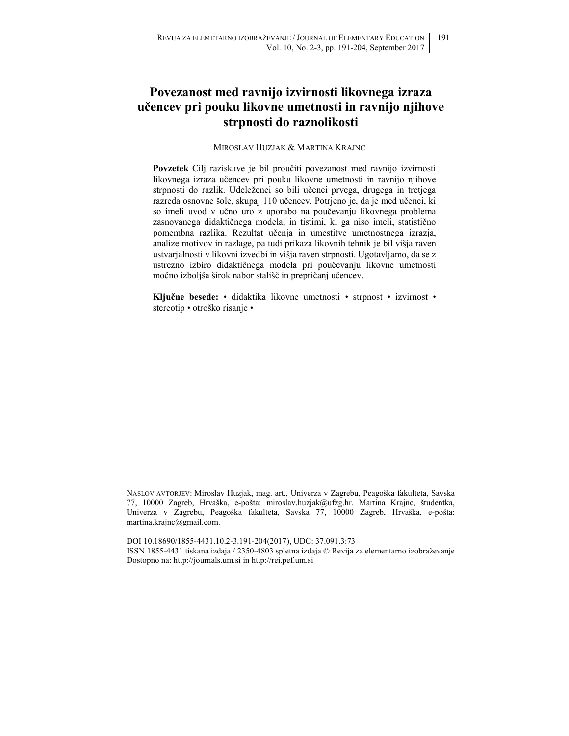# Povezanost med ravnijo izvirnosti likovnega izraza učencev pri pouku likovne umetnosti in ravnijo njihove strpnosti do raznolikosti

MIROSLAV HUZJAK & MARTINA KRAJNC

**Povzetek** Cilj raziskave je bil proučiti povezanost med ravnijo izvirnosti likovnega izraza učencev pri pouku likovne umetnosti in ravnijo njihove strpnosti do razlik. Udeleženci so bili učenci prvega, drugega in tretjega razreda osnovne šole, skupaj 110 učencev. Potrjeno je, da je med učenci, ki so imeli uvod v učno uro z uporabo na poučevanju likovnega problema zasnovanega didaktičnega modela, in tistimi, ki ga niso imeli, statistično pomembna razlika. Rezultat učenja in umestitve umetnostnega izrazja, analize motivov in razlage, pa tudi prikaza likovnih tehnik je bil višja raven ustvarjalnosti v likovni izvedbi in višja raven strpnosti. Ugotavljamo, da se z ustrezno izbiro didaktičnega modela pri poučevanju likovne umetnosti močno izboljša širok nabor stališč in prepričanj učencev.

**Ključne besede:** • didaktika likovne umetnosti • strpnost • izvirnost • stereotip • otroško risanje •

---

NASLOV AVTORJEV: Miroslav Huzjak, mag. art., Univerza v Zagrebu, Peagoška fakulteta, Savska 77, 10000 Zagreb, Hrvaška, e-pošta: miroslav.huzjak@ufzg.hr. Martina Krajnc, študentka, Univerza v Zagrebu, Peagoška fakulteta, Savska 77, 10000 Zagreb, Hrvaška, e-pošta: martina.krajnc@gmail.com.

DOI 10.18690/1855-4431.10.2-3.191-204(2017), UDC: 37.091.3:73
ISSN 1855-4431 tiskana izdaja / 2350-4803 spletna izdaja © Revija za elementarno izobraževanje
Dostopno na: http://journals.um.si in http://rei.pef.um.si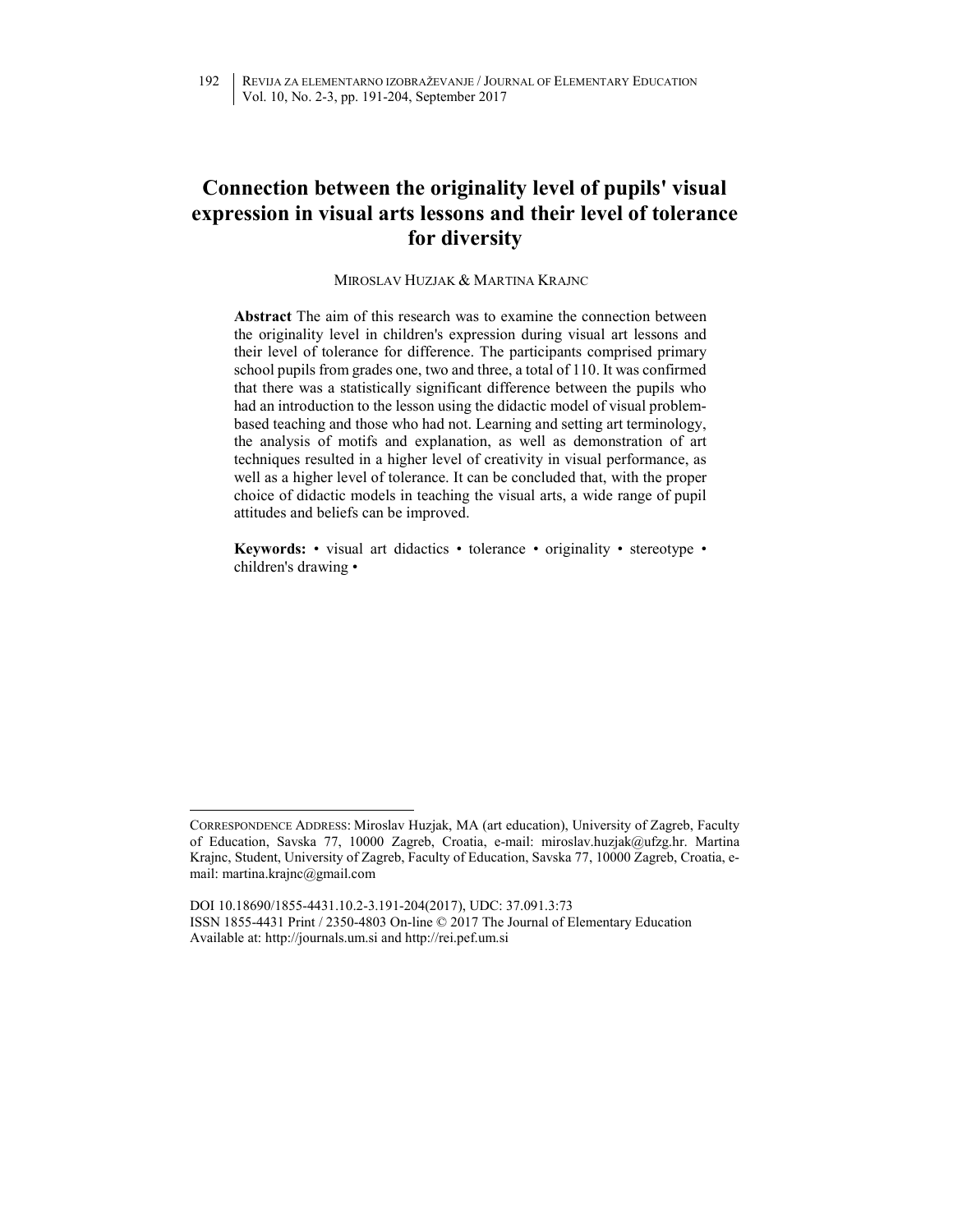# Connection between the originality level of pupils' visual expression in visual arts lessons and their level of tolerance for diversity

MIROSLAV HUZJAK & MARTINA KRAJNC

**Abstract** The aim of this research was to examine the connection between the originality level in children's expression during visual art lessons and their level of tolerance for difference. The participants comprised primary school pupils from grades one, two and three, a total of 110. It was confirmed that there was a statistically significant difference between the pupils who had an introduction to the lesson using the didactic model of visual problem-based teaching and those who had not. Learning and setting art terminology, the analysis of motifs and explanation, as well as demonstration of art techniques resulted in a higher level of creativity in visual performance, as well as a higher level of tolerance. It can be concluded that, with the proper choice of didactic models in teaching the visual arts, a wide range of pupil attitudes and beliefs can be improved.

**Keywords:** • visual art didactics • tolerance • originality • stereotype • children's drawing •

---

CORRESPONDENCE ADDRESS: Miroslav Huzjak, MA (art education), University of Zagreb, Faculty of Education, Savska 77, 10000 Zagreb, Croatia, e-mail: miroslav.huzjak@ufzg.hr. Martina Krajnc, Student, University of Zagreb, Faculty of Education, Savska 77, 10000 Zagreb, Croatia, e-mail: martina.krajnc@gmail.com

DOI 10.18690/1855-4431.10.2-3.191-204(2017), UDC: 37.091.3:73
ISSN 1855-4431 Print / 2350-4803 On-line © 2017 The Journal of Elementary Education
Available at: http://journals.um.si and http://rei.pef.um.si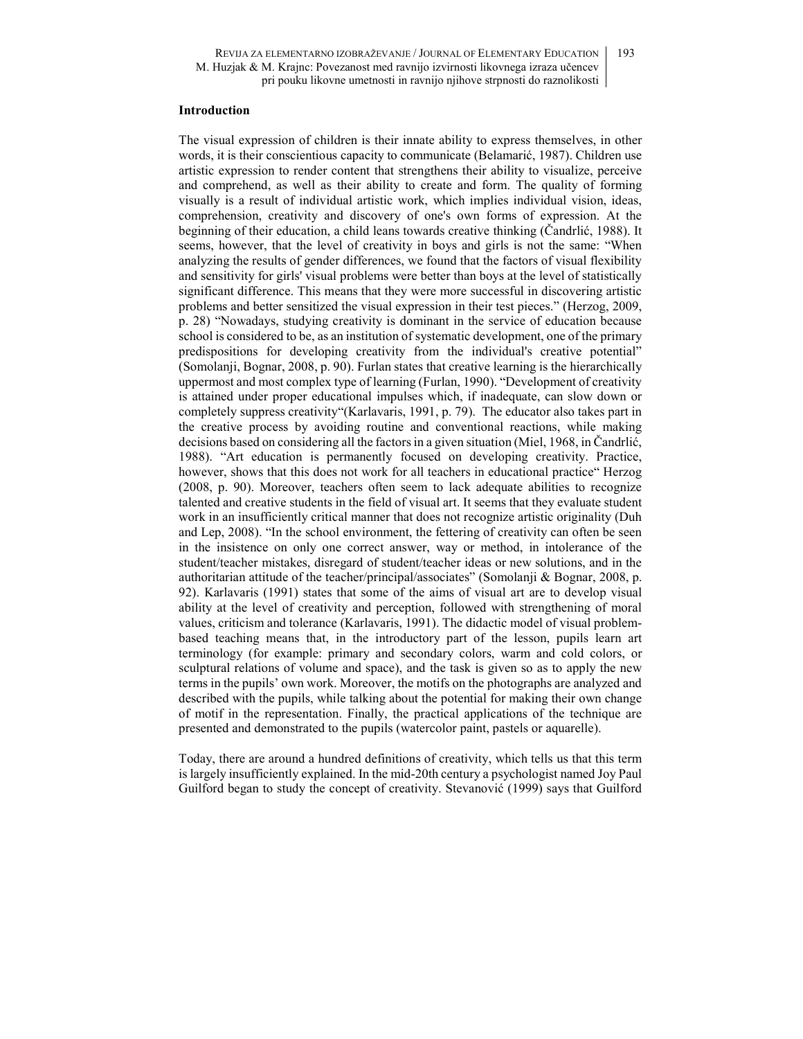## Introduction

The visual expression of children is their innate ability to express themselves, in other words, it is their conscientious capacity to communicate (Belamarić, 1987). Children use artistic expression to render content that strengthens their ability to visualize, perceive and comprehend, as well as their ability to create and form. The quality of forming visually is a result of individual artistic work, which implies individual vision, ideas, comprehension, creativity and discovery of one's own forms of expression. At the beginning of their education, a child leans towards creative thinking (Čandrlić, 1988). It seems, however, that the level of creativity in boys and girls is not the same: "When analyzing the results of gender differences, we found that the factors of visual flexibility and sensitivity for girls' visual problems were better than boys at the level of statistically significant difference. This means that they were more successful in discovering artistic problems and better sensitized the visual expression in their test pieces." (Herzog, 2009, p. 28) "Nowadays, studying creativity is dominant in the service of education because school is considered to be, as an institution of systematic development, one of the primary predispositions for developing creativity from the individual's creative potential" (Somolanji, Bognar, 2008, p. 90). Furlan states that creative learning is the hierarchically uppermost and most complex type of learning (Furlan, 1990). "Development of creativity is attained under proper educational impulses which, if inadequate, can slow down or completely suppress creativity"(Karlavaris, 1991, p. 79). The educator also takes part in the creative process by avoiding routine and conventional reactions, while making decisions based on considering all the factors in a given situation (Miel, 1968, in Čandrlić, 1988). "Art education is permanently focused on developing creativity. Practice, however, shows that this does not work for all teachers in educational practice" Herzog (2008, p. 90). Moreover, teachers often seem to lack adequate abilities to recognize talented and creative students in the field of visual art. It seems that they evaluate student work in an insufficiently critical manner that does not recognize artistic originality (Duh and Lep, 2008). "In the school environment, the fettering of creativity can often be seen in the insistence on only one correct answer, way or method, in intolerance of the student/teacher mistakes, disregard of student/teacher ideas or new solutions, and in the authoritarian attitude of the teacher/principal/associates" (Somolanji & Bognar, 2008, p. 92). Karlavaris (1991) states that some of the aims of visual art are to develop visual ability at the level of creativity and perception, followed with strengthening of moral values, criticism and tolerance (Karlavaris, 1991). The didactic model of visual problem-based teaching means that, in the introductory part of the lesson, pupils learn art terminology (for example: primary and secondary colors, warm and cold colors, or sculptural relations of volume and space), and the task is given so as to apply the new terms in the pupils' own work. Moreover, the motifs on the photographs are analyzed and described with the pupils, while talking about the potential for making their own change of motif in the representation. Finally, the practical applications of the technique are presented and demonstrated to the pupils (watercolor paint, pastels or aquarelle).

Today, there are around a hundred definitions of creativity, which tells us that this term is largely insufficiently explained. In the mid-20th century a psychologist named Joy Paul Guilford began to study the concept of creativity. Stevanović (1999) says that Guilford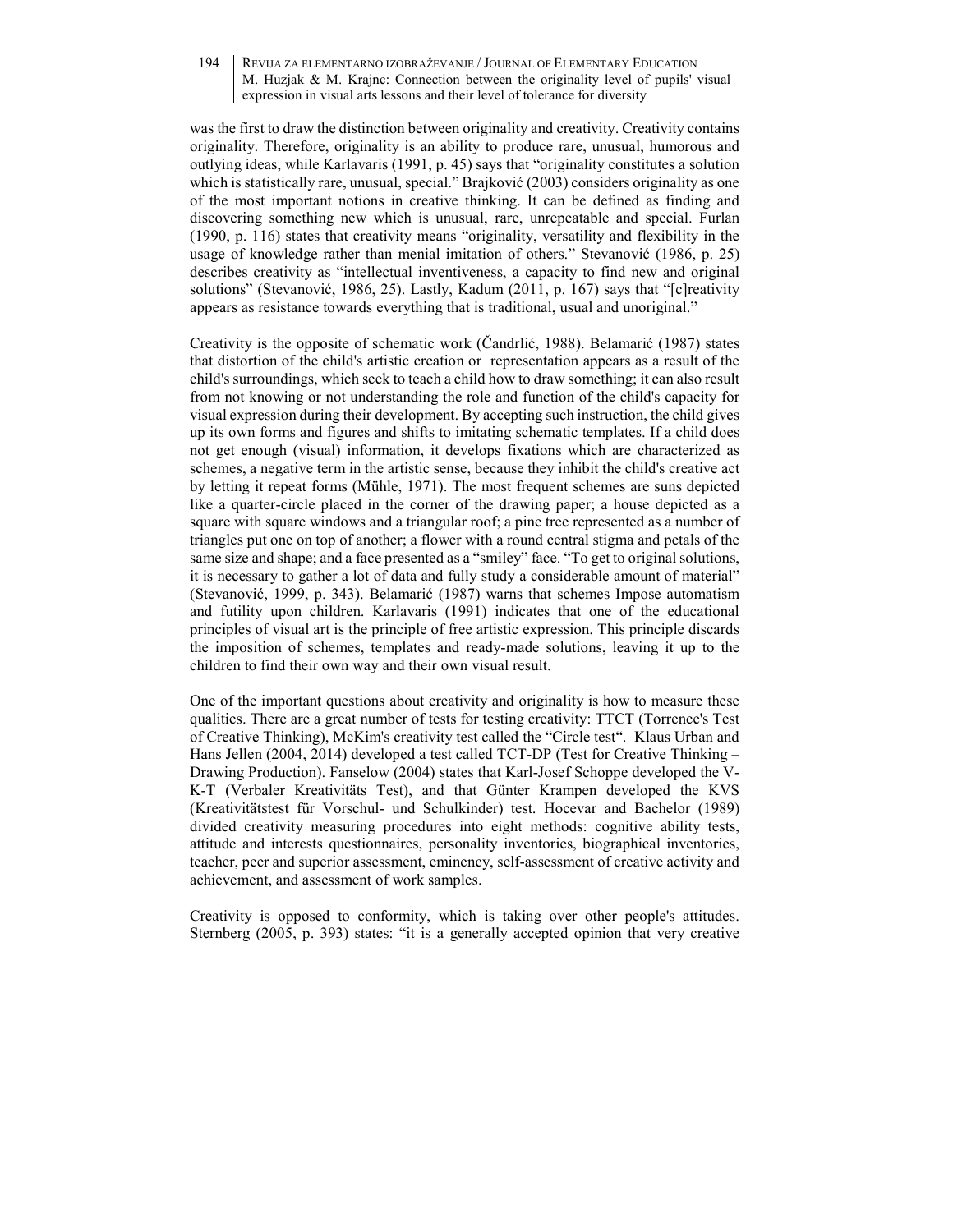was the first to draw the distinction between originality and creativity. Creativity contains originality. Therefore, originality is an ability to produce rare, unusual, humorous and outlying ideas, while Karlavaris (1991, p. 45) says that "originality constitutes a solution which is statistically rare, unusual, special." Brajković (2003) considers originality as one of the most important notions in creative thinking. It can be defined as finding and discovering something new which is unusual, rare, unrepeatable and special. Furlan (1990, p. 116) states that creativity means "originality, versatility and flexibility in the usage of knowledge rather than menial imitation of others." Stevanović (1986, p. 25) describes creativity as "intellectual inventiveness, a capacity to find new and original solutions" (Stevanović, 1986, 25). Lastly, Kadum (2011, p. 167) says that "[c]reativity appears as resistance towards everything that is traditional, usual and unoriginal."

Creativity is the opposite of schematic work (Čandrlić, 1988). Belamarić (1987) states that distortion of the child's artistic creation or representation appears as a result of the child's surroundings, which seek to teach a child how to draw something; it can also result from not knowing or not understanding the role and function of the child's capacity for visual expression during their development. By accepting such instruction, the child gives up its own forms and figures and shifts to imitating schematic templates. If a child does not get enough (visual) information, it develops fixations which are characterized as schemes, a negative term in the artistic sense, because they inhibit the child's creative act by letting it repeat forms (Mühle, 1971). The most frequent schemes are suns depicted like a quarter-circle placed in the corner of the drawing paper; a house depicted as a square with square windows and a triangular roof; a pine tree represented as a number of triangles put one on top of another; a flower with a round central stigma and petals of the same size and shape; and a face presented as a "smiley" face. "To get to original solutions, it is necessary to gather a lot of data and fully study a considerable amount of material" (Stevanović, 1999, p. 343). Belamarić (1987) warns that schemes Impose automatism and futility upon children. Karlavaris (1991) indicates that one of the educational principles of visual art is the principle of free artistic expression. This principle discards the imposition of schemes, templates and ready-made solutions, leaving it up to the children to find their own way and their own visual result.

One of the important questions about creativity and originality is how to measure these qualities. There are a great number of tests for testing creativity: TTCT (Torrence's Test of Creative Thinking), McKim's creativity test called the "Circle test". Klaus Urban and Hans Jellen (2004, 2014) developed a test called TCT-DP (Test for Creative Thinking – Drawing Production). Fanselow (2004) states that Karl-Josef Schoppe developed the V-K-T (Verbaler Kreativitäts Test), and that Günter Krampen developed the KVS (Kreativitätstest für Vorschul- und Schulkinder) test. Hocevar and Bachelor (1989) divided creativity measuring procedures into eight methods: cognitive ability tests, attitude and interests questionnaires, personality inventories, biographical inventories, teacher, peer and superior assessment, eminency, self-assessment of creative activity and achievement, and assessment of work samples.

Creativity is opposed to conformity, which is taking over other people's attitudes. Sternberg (2005, p. 393) states: "it is a generally accepted opinion that very creative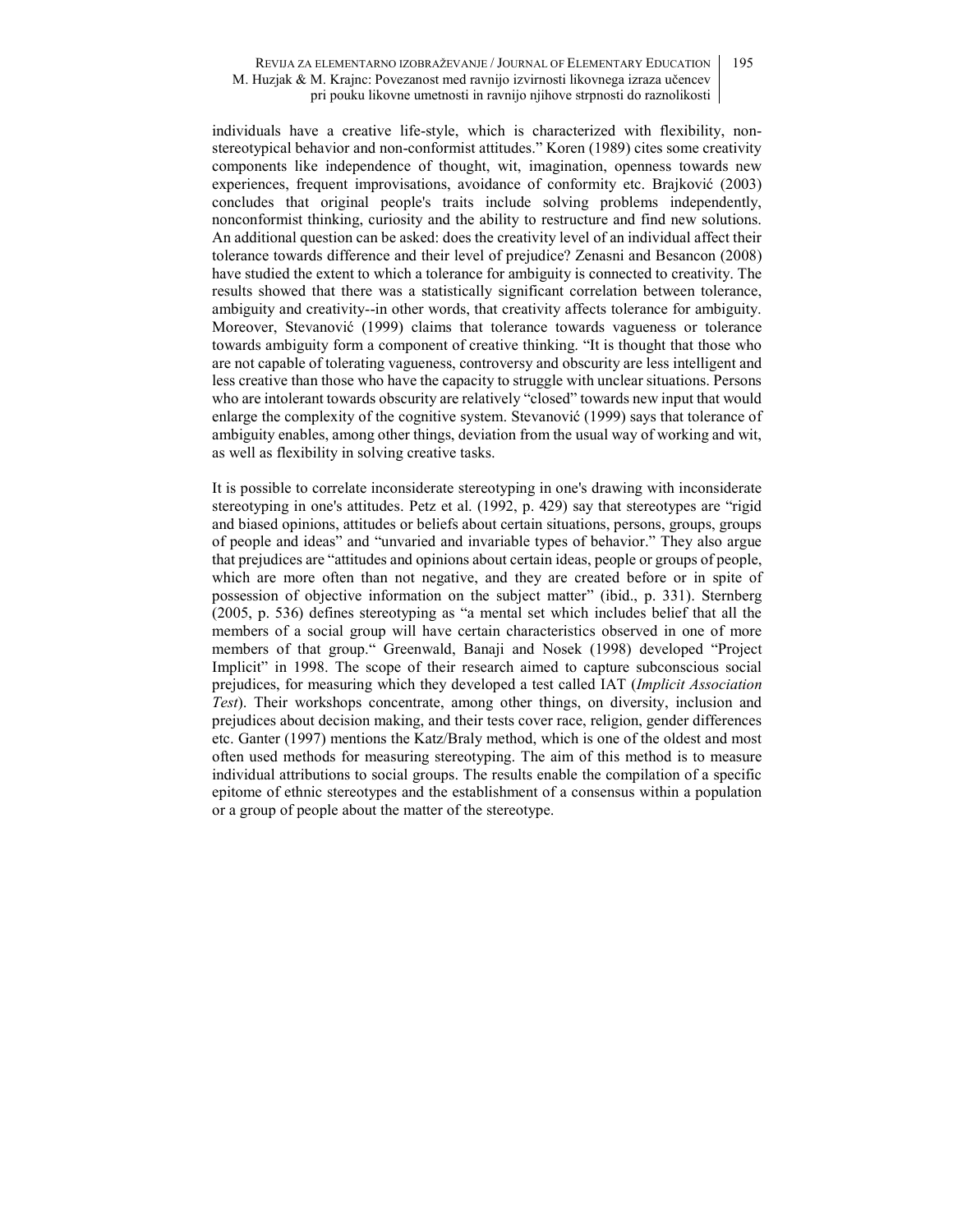individuals have a creative life-style, which is characterized with flexibility, non-stereotypical behavior and non-conformist attitudes." Koren (1989) cites some creativity components like independence of thought, wit, imagination, openness towards new experiences, frequent improvisations, avoidance of conformity etc. Brajković (2003) concludes that original people's traits include solving problems independently, nonconformist thinking, curiosity and the ability to restructure and find new solutions. An additional question can be asked: does the creativity level of an individual affect their tolerance towards difference and their level of prejudice? Zenasni and Besancon (2008) have studied the extent to which a tolerance for ambiguity is connected to creativity. The results showed that there was a statistically significant correlation between tolerance, ambiguity and creativity--in other words, that creativity affects tolerance for ambiguity. Moreover, Stevanović (1999) claims that tolerance towards vagueness or tolerance towards ambiguity form a component of creative thinking. "It is thought that those who are not capable of tolerating vagueness, controversy and obscurity are less intelligent and less creative than those who have the capacity to struggle with unclear situations. Persons who are intolerant towards obscurity are relatively "closed" towards new input that would enlarge the complexity of the cognitive system. Stevanović (1999) says that tolerance of ambiguity enables, among other things, deviation from the usual way of working and wit, as well as flexibility in solving creative tasks.

It is possible to correlate inconsiderate stereotyping in one's drawing with inconsiderate stereotyping in one's attitudes. Petz et al. (1992, p. 429) say that stereotypes are "rigid and biased opinions, attitudes or beliefs about certain situations, persons, groups, groups of people and ideas" and "unvaried and invariable types of behavior." They also argue that prejudices are "attitudes and opinions about certain ideas, people or groups of people, which are more often than not negative, and they are created before or in spite of possession of objective information on the subject matter" (ibid., p. 331). Sternberg (2005, p. 536) defines stereotyping as "a mental set which includes belief that all the members of a social group will have certain characteristics observed in one of more members of that group." Greenwald, Banaji and Nosek (1998) developed "Project Implicit" in 1998. The scope of their research aimed to capture subconscious social prejudices, for measuring which they developed a test called IAT (*Implicit Association Test*). Their workshops concentrate, among other things, on diversity, inclusion and prejudices about decision making, and their tests cover race, religion, gender differences etc. Ganter (1997) mentions the Katz/Braly method, which is one of the oldest and most often used methods for measuring stereotyping. The aim of this method is to measure individual attributions to social groups. The results enable the compilation of a specific epitome of ethnic stereotypes and the establishment of a consensus within a population or a group of people about the matter of the stereotype.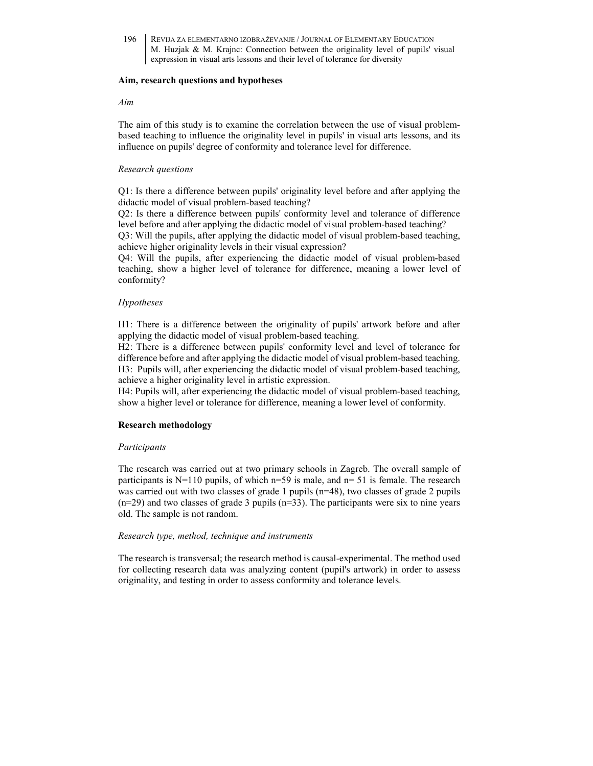## Aim, research questions and hypotheses

### *Aim*

The aim of this study is to examine the correlation between the use of visual problem-based teaching to influence the originality level in pupils' in visual arts lessons, and its influence on pupils' degree of conformity and tolerance level for difference.

### *Research questions*

Q1: Is there a difference between pupils' originality level before and after applying the didactic model of visual problem-based teaching?
Q2: Is there a difference between pupils' conformity level and tolerance of difference level before and after applying the didactic model of visual problem-based teaching?
Q3: Will the pupils, after applying the didactic model of visual problem-based teaching, achieve higher originality levels in their visual expression?
Q4: Will the pupils, after experiencing the didactic model of visual problem-based teaching, show a higher level of tolerance for difference, meaning a lower level of conformity?

### *Hypotheses*

H1: There is a difference between the originality of pupils' artwork before and after applying the didactic model of visual problem-based teaching.
H2: There is a difference between pupils' conformity level and level of tolerance for difference before and after applying the didactic model of visual problem-based teaching.
H3: Pupils will, after experiencing the didactic model of visual problem-based teaching, achieve a higher originality level in artistic expression.
H4: Pupils will, after experiencing the didactic model of visual problem-based teaching, show a higher level or tolerance for difference, meaning a lower level of conformity.

## Research methodology

### *Participants*

The research was carried out at two primary schools in Zagreb. The overall sample of participants is N=110 pupils, of which n=59 is male, and n= 51 is female. The research was carried out with two classes of grade 1 pupils (n=48), two classes of grade 2 pupils (n=29) and two classes of grade 3 pupils (n=33). The participants were six to nine years old. The sample is not random.

### *Research type, method, technique and instruments*

The research is transversal; the research method is causal-experimental. The method used for collecting research data was analyzing content (pupil's artwork) in order to assess originality, and testing in order to assess conformity and tolerance levels.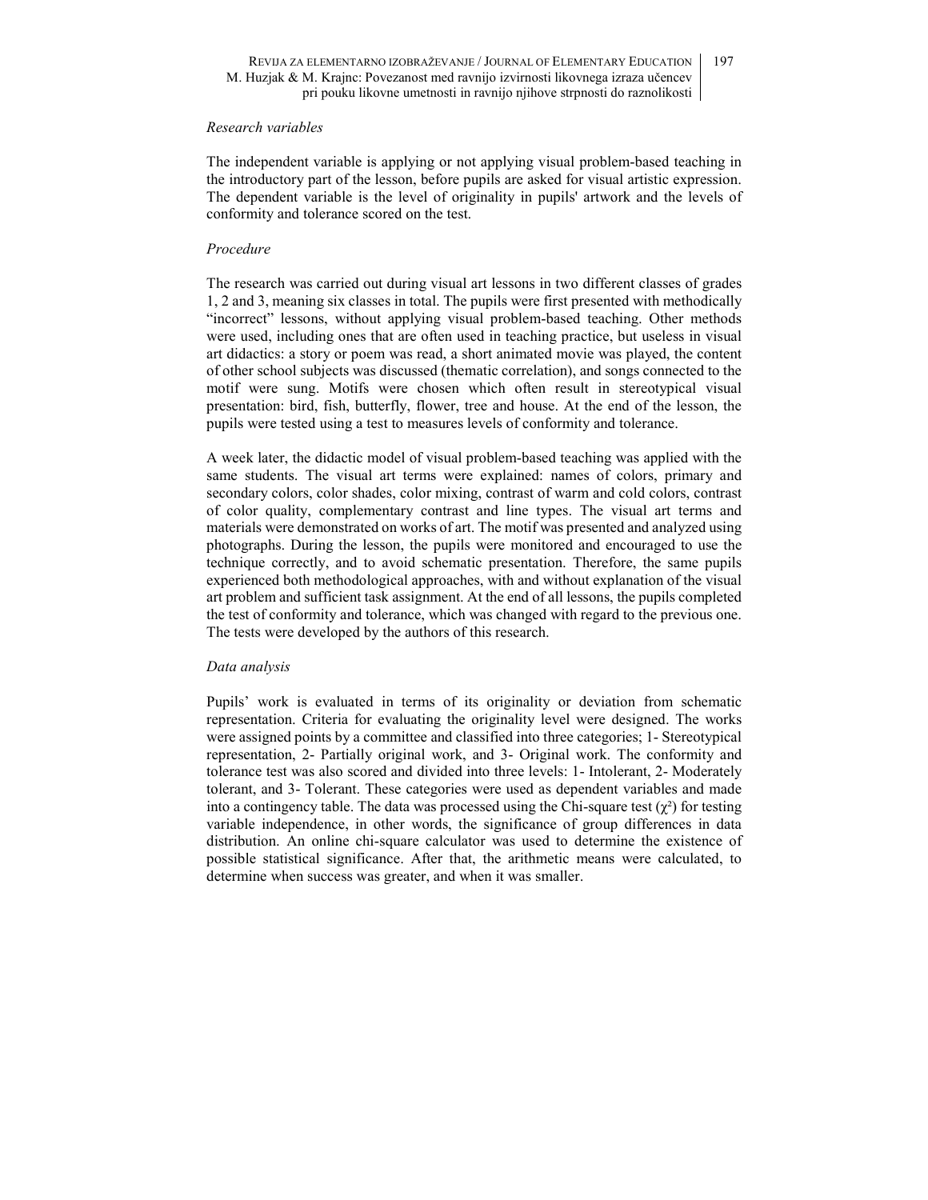*Research variables*

The independent variable is applying or not applying visual problem-based teaching in the introductory part of the lesson, before pupils are asked for visual artistic expression. The dependent variable is the level of originality in pupils' artwork and the levels of conformity and tolerance scored on the test.

*Procedure*

The research was carried out during visual art lessons in two different classes of grades 1, 2 and 3, meaning six classes in total. The pupils were first presented with methodically "incorrect" lessons, without applying visual problem-based teaching. Other methods were used, including ones that are often used in teaching practice, but useless in visual art didactics: a story or poem was read, a short animated movie was played, the content of other school subjects was discussed (thematic correlation), and songs connected to the motif were sung. Motifs were chosen which often result in stereotypical visual presentation: bird, fish, butterfly, flower, tree and house. At the end of the lesson, the pupils were tested using a test to measures levels of conformity and tolerance.

A week later, the didactic model of visual problem-based teaching was applied with the same students. The visual art terms were explained: names of colors, primary and secondary colors, color shades, color mixing, contrast of warm and cold colors, contrast of color quality, complementary contrast and line types. The visual art terms and materials were demonstrated on works of art. The motif was presented and analyzed using photographs. During the lesson, the pupils were monitored and encouraged to use the technique correctly, and to avoid schematic presentation. Therefore, the same pupils experienced both methodological approaches, with and without explanation of the visual art problem and sufficient task assignment. At the end of all lessons, the pupils completed the test of conformity and tolerance, which was changed with regard to the previous one. The tests were developed by the authors of this research.

*Data analysis*

Pupils' work is evaluated in terms of its originality or deviation from schematic representation. Criteria for evaluating the originality level were designed. The works were assigned points by a committee and classified into three categories; 1- Stereotypical representation, 2- Partially original work, and 3- Original work. The conformity and tolerance test was also scored and divided into three levels: 1- Intolerant, 2- Moderately tolerant, and 3- Tolerant. These categories were used as dependent variables and made into a contingency table. The data was processed using the Chi-square test ($\chi^2$) for testing variable independence, in other words, the significance of group differences in data distribution. An online chi-square calculator was used to determine the existence of possible statistical significance. After that, the arithmetic means were calculated, to determine when success was greater, and when it was smaller.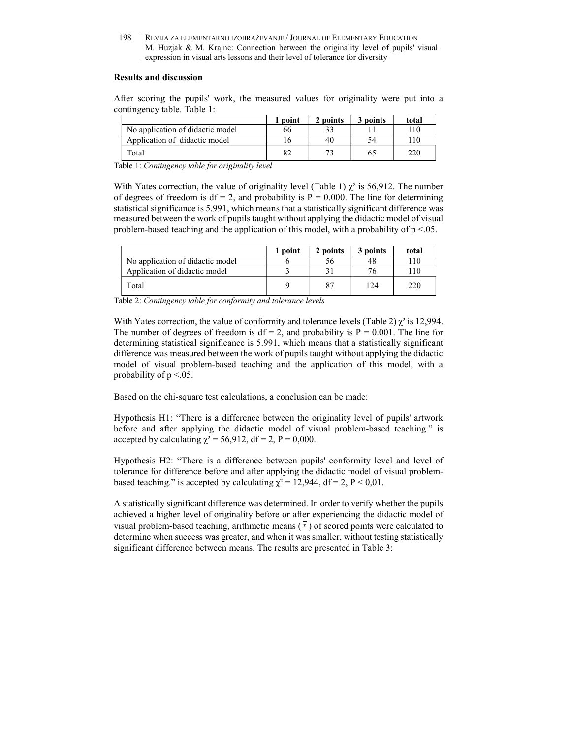## Results and discussion

After scoring the pupils' work, the measured values for originality were put into a contingency table. Table 1:

| | 1 point | 2 points | 3 points | total |
|---|---|---|---|---|
| No application of didactic model | 66 | 33 | 11 | 110 |
| Application of didactic model | 16 | 40 | 54 | 110 |
| Total | 82 | 73 | 65 | 220 |

Table 1: *Contingency table for originality level*

With Yates correction, the value of originality level (Table 1) $\chi^2$ is 56,912. The number of degrees of freedom is df = 2, and probability is P = 0.000. The line for determining statistical significance is 5.991, which means that a statistically significant difference was measured between the work of pupils taught without applying the didactic model of visual problem-based teaching and the application of this model, with a probability of $p < .05$.

| | 1 point | 2 points | 3 points | total |
|---|---|---|---|---|
| No application of didactic model | 6 | 56 | 48 | 110 |
| Application of didactic model | 3 | 31 | 76 | 110 |
| Total | 9 | 87 | 124 | 220 |

Table 2: *Contingency table for conformity and tolerance levels*

With Yates correction, the value of conformity and tolerance levels (Table 2) $\chi^2$ is 12,994. The number of degrees of freedom is df = 2, and probability is P = 0.001. The line for determining statistical significance is 5.991, which means that a statistically significant difference was measured between the work of pupils taught without applying the didactic model of visual problem-based teaching and the application of this model, with a probability of $p < .05$.

Based on the chi-square test calculations, a conclusion can be made:

Hypothesis H1: "There is a difference between the originality level of pupils' artwork before and after applying the didactic model of visual problem-based teaching." is accepted by calculating $\chi^2 = 56{,}912$, df = 2, P = 0,000.

Hypothesis H2: "There is a difference between pupils' conformity level and level of tolerance for difference before and after applying the didactic model of visual problem-based teaching." is accepted by calculating $\chi^2 = 12{,}944$, df = 2, $P < 0{,}01$.

A statistically significant difference was determined. In order to verify whether the pupils achieved a higher level of originality before or after experiencing the didactic model of visual problem-based teaching, arithmetic means ($\bar{x}$) of scored points were calculated to determine when success was greater, and when it was smaller, without testing statistically significant difference between means. The results are presented in Table 3: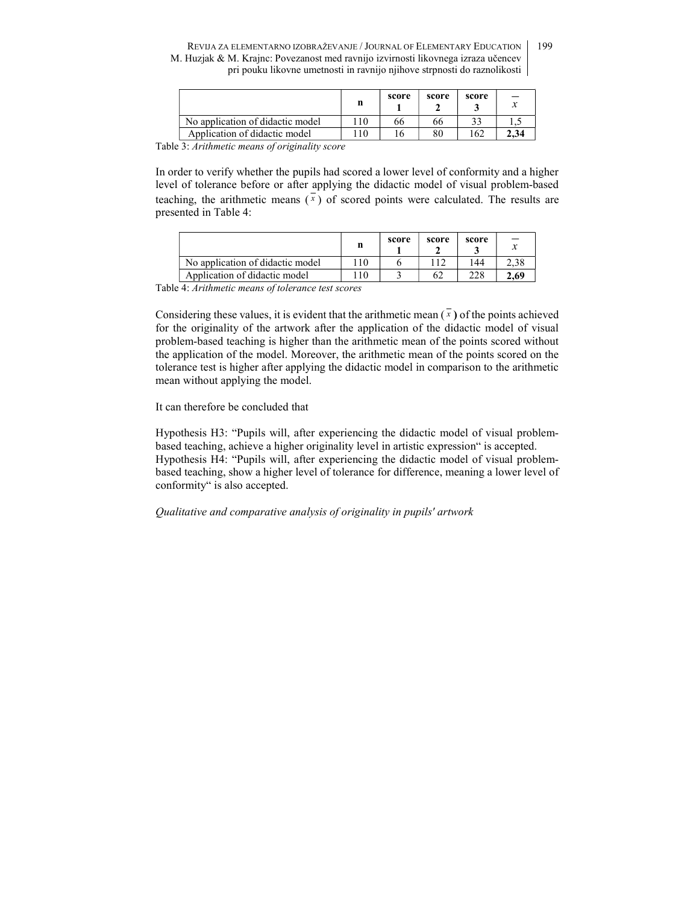|  | n | score 1 | score 2 | score 3 | $\bar{x}$ |
|---|---|---|---|---|---|
| No application of didactic model | 110 | 66 | 66 | 33 | 1,5 |
| Application of didactic model | 110 | 16 | 80 | 162 | **2,34** |

Table 3: *Arithmetic means of originality score*

In order to verify whether the pupils had scored a lower level of conformity and a higher level of tolerance before or after applying the didactic model of visual problem-based teaching, the arithmetic means ($\bar{x}$) of scored points were calculated. The results are presented in Table 4:

|  | n | score 1 | score 2 | score 3 | $\bar{x}$ |
|---|---|---|---|---|---|
| No application of didactic model | 110 | 6 | 112 | 144 | 2,38 |
| Application of didactic model | 110 | 3 | 62 | 228 | **2,69** |

Table 4: *Arithmetic means of tolerance test scores*

Considering these values, it is evident that the arithmetic mean ($\bar{x}$**)** of the points achieved for the originality of the artwork after the application of the didactic model of visual problem-based teaching is higher than the arithmetic mean of the points scored without the application of the model. Moreover, the arithmetic mean of the points scored on the tolerance test is higher after applying the didactic model in comparison to the arithmetic mean without applying the model.

It can therefore be concluded that

Hypothesis H3: "Pupils will, after experiencing the didactic model of visual problem-based teaching, achieve a higher originality level in artistic expression" is accepted.
Hypothesis H4: "Pupils will, after experiencing the didactic model of visual problem-based teaching, show a higher level of tolerance for difference, meaning a lower level of conformity" is also accepted.

*Qualitative and comparative analysis of originality in pupils' artwork*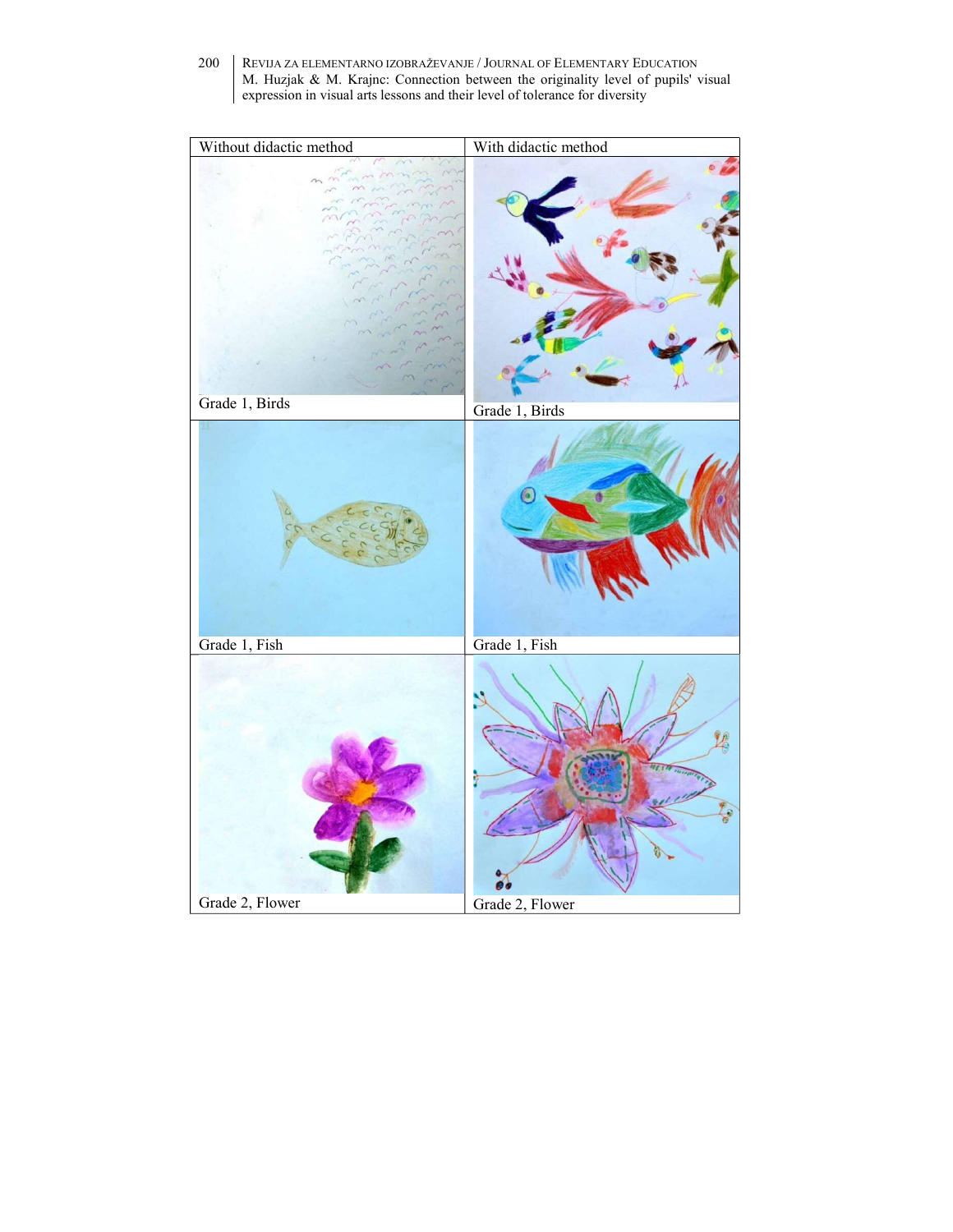| Without didactic method | With didactic method |
| --- | --- |
| Grade 1, Birds | Grade 1, Birds |
| Grade 1, Fish | Grade 1, Fish |
| Grade 2, Flower | Grade 2, Flower |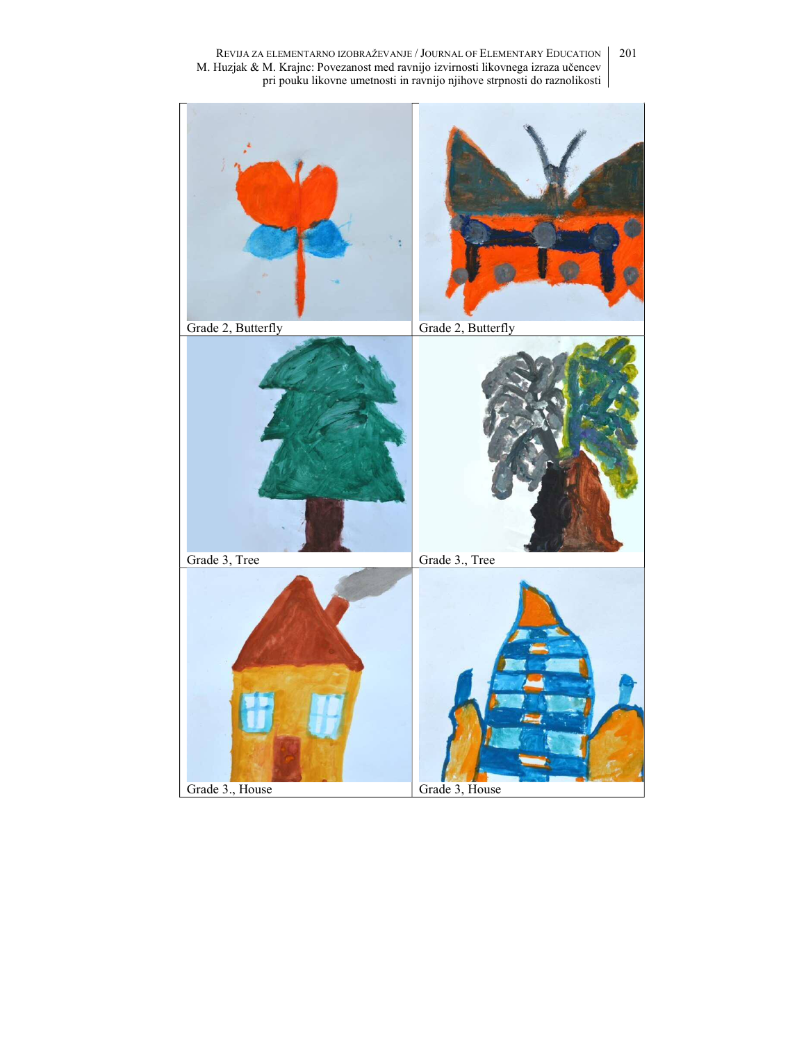| | |
|---|---|
| Grade 2, Butterfly | Grade 2, Butterfly |
| Grade 3, Tree | Grade 3., Tree |
| Grade 3., House | Grade 3, House |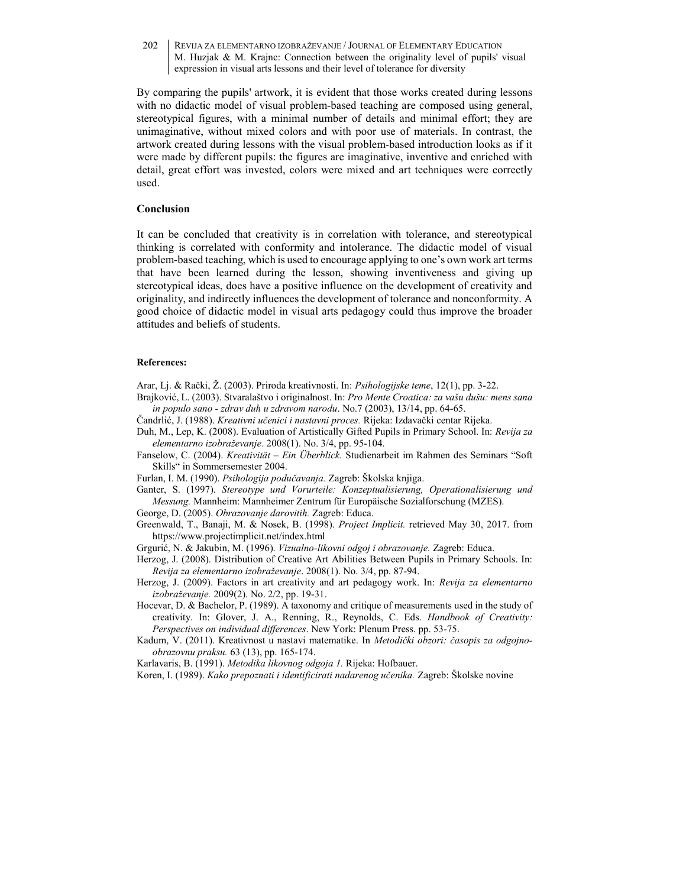By comparing the pupils' artwork, it is evident that those works created during lessons with no didactic model of visual problem-based teaching are composed using general, stereotypical figures, with a minimal number of details and minimal effort; they are unimaginative, without mixed colors and with poor use of materials. In contrast, the artwork created during lessons with the visual problem-based introduction looks as if it were made by different pupils: the figures are imaginative, inventive and enriched with detail, great effort was invested, colors were mixed and art techniques were correctly used.

## Conclusion

It can be concluded that creativity is in correlation with tolerance, and stereotypical thinking is correlated with conformity and intolerance. The didactic model of visual problem-based teaching, which is used to encourage applying to one's own work art terms that have been learned during the lesson, showing inventiveness and giving up stereotypical ideas, does have a positive influence on the development of creativity and originality, and indirectly influences the development of tolerance and nonconformity. A good choice of didactic model in visual arts pedagogy could thus improve the broader attitudes and beliefs of students.

### References:

Arar, Lj. & Rački, Ž. (2003). Priroda kreativnosti. In: *Psihologijske teme*, 12(1), pp. 3-22.

Brajković, L. (2003). Stvaralaštvo i originalnost. In: *Pro Mente Croatica: za vašu dušu: mens sana in populo sano - zdrav duh u zdravom narodu*. No.7 (2003), 13/14, pp. 64-65.

Čandrlić, J. (1988). *Kreativni učenici i nastavni proces.* Rijeka: Izdavački centar Rijeka.

Duh, M., Lep, K. (2008). Evaluation of Artistically Gifted Pupils in Primary School. In: *Revija za elementarno izobraževanje*. 2008(1). No. 3/4, pp. 95-104.

Fanselow, C. (2004). *Kreativität – Ein Überblick.* Studienarbeit im Rahmen des Seminars "Soft Skills" in Sommersemester 2004.

Furlan, I. M. (1990). *Psihologija podučavanja.* Zagreb: Školska knjiga.

Ganter, S. (1997). *Stereotype und Vorurteile: Konzeptualisierung, Operationalisierung und Messung.* Mannheim: Mannheimer Zentrum für Europäische Sozialforschung (MZES).

George, D. (2005). *Obrazovanje darovitih.* Zagreb: Educa.

Greenwald, T., Banaji, M. & Nosek, B. (1998). *Project Implicit.* retrieved May 30, 2017. from https://www.projectimplicit.net/index.html

Grgurić, N. & Jakubin, M. (1996). *Vizualno-likovni odgoj i obrazovanje.* Zagreb: Educa.

Herzog, J. (2008). Distribution of Creative Art Abilities Between Pupils in Primary Schools. In: *Revija za elementarno izobraževanje*. 2008(1). No. 3/4, pp. 87-94.

Herzog, J. (2009). Factors in art creativity and art pedagogy work. In: *Revija za elementarno izobraževanje.* 2009(2). No. 2/2, pp. 19-31.

Hocevar, D. & Bachelor, P. (1989). A taxonomy and critique of measurements used in the study of creativity. In: Glover, J. A., Renning, R., Reynolds, C. Eds. *Handbook of Creativity: Perspectives on individual differences*. New York: Plenum Press. pp. 53-75.

Kadum, V. (2011). Kreativnost u nastavi matematike. In *Metodički obzori: časopis za odgojno-obrazovnu praksu.* 63 (13), pp. 165-174.

Karlavaris, B. (1991). *Metodika likovnog odgoja 1.* Rijeka: Hofbauer.

Koren, I. (1989). *Kako prepoznati i identificirati nadarenog učenika.* Zagreb: Školske novine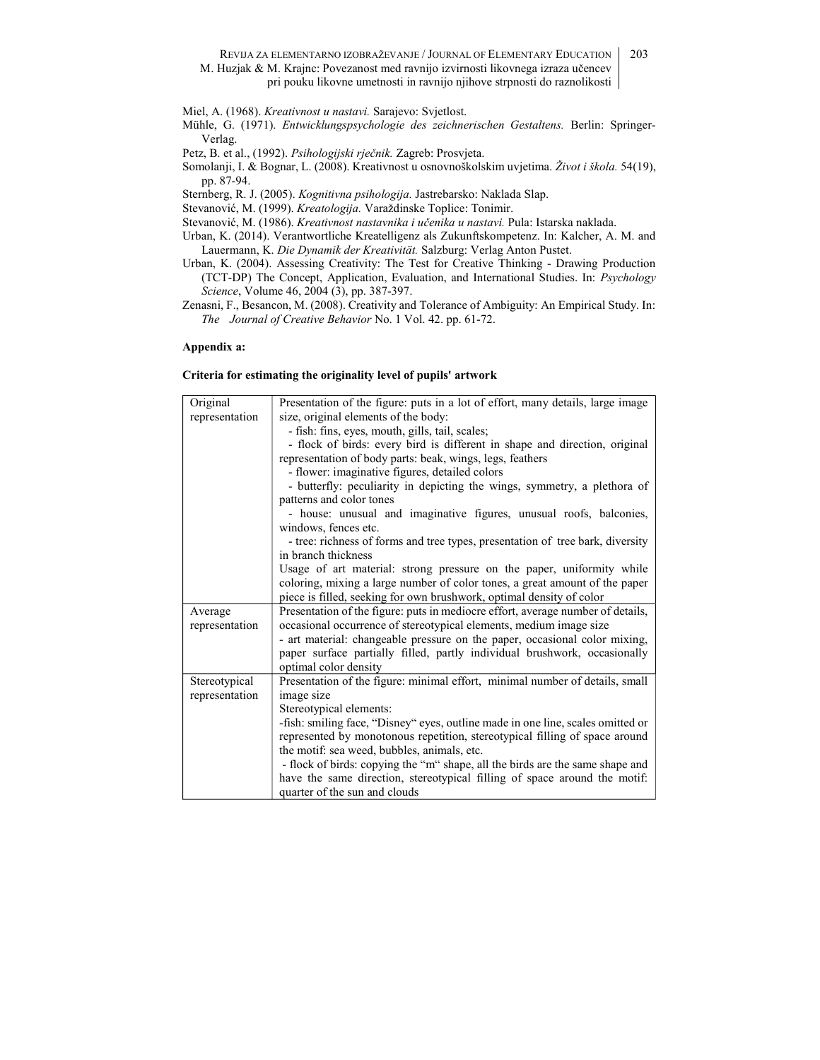Miel, A. (1968). *Kreativnost u nastavi.* Sarajevo: Svjetlost.

Mühle, G. (1971). *Entwicklungspsychologie des zeichnerischen Gestaltens.* Berlin: Springer-Verlag.

Petz, B. et al., (1992). *Psihologijski rječnik.* Zagreb: Prosvjeta.

Somolanji, I. & Bognar, L. (2008). Kreativnost u osnovnoškolskim uvjetima. *Život i škola.* 54(19), pp. 87-94.

Sternberg, R. J. (2005). *Kognitivna psihologija.* Jastrebarsko: Naklada Slap.

Stevanović, M. (1999). *Kreatologija.* Varaždinske Toplice: Tonimir.

Stevanović, M. (1986). *Kreativnost nastavnika i učenika u nastavi.* Pula: Istarska naklada.

Urban, K. (2014). Verantwortliche Kreatelligenz als Zukunftskompetenz. In: Kalcher, A. M. and Lauermann, K. *Die Dynamik der Kreativität.* Salzburg: Verlag Anton Pustet.

Urban, K. (2004). Assessing Creativity: The Test for Creative Thinking - Drawing Production (TCT-DP) The Concept, Application, Evaluation, and International Studies. In: *Psychology Science*, Volume 46, 2004 (3), pp. 387-397.

Zenasni, F., Besancon, M. (2008). Creativity and Tolerance of Ambiguity: An Empirical Study. In: *The Journal of Creative Behavior* No. 1 Vol. 42. pp. 61-72.

**Appendix a:**

**Criteria for estimating the originality level of pupils' artwork**

| | |
|---|---|
| Original representation | Presentation of the figure: puts in a lot of effort, many details, large image size, original elements of the body:<br>- fish: fins, eyes, mouth, gills, tail, scales;<br>- flock of birds: every bird is different in shape and direction, original representation of body parts: beak, wings, legs, feathers<br>- flower: imaginative figures, detailed colors<br>- butterfly: peculiarity in depicting the wings, symmetry, a plethora of patterns and color tones<br>- house: unusual and imaginative figures, unusual roofs, balconies, windows, fences etc.<br>- tree: richness of forms and tree types, presentation of tree bark, diversity in branch thickness<br>Usage of art material: strong pressure on the paper, uniformity while coloring, mixing a large number of color tones, a great amount of the paper piece is filled, seeking for own brushwork, optimal density of color |
| Average representation | Presentation of the figure: puts in mediocre effort, average number of details, occasional occurrence of stereotypical elements, medium image size<br>- art material: changeable pressure on the paper, occasional color mixing, paper surface partially filled, partly individual brushwork, occasionally optimal color density |
| Stereotypical representation | Presentation of the figure: minimal effort, minimal number of details, small image size<br>Stereotypical elements:<br>-fish: smiling face, "Disney" eyes, outline made in one line, scales omitted or represented by monotonous repetition, stereotypical filling of space around the motif: sea weed, bubbles, animals, etc.<br>- flock of birds: copying the "m" shape, all the birds are the same shape and have the same direction, stereotypical filling of space around the motif: quarter of the sun and clouds |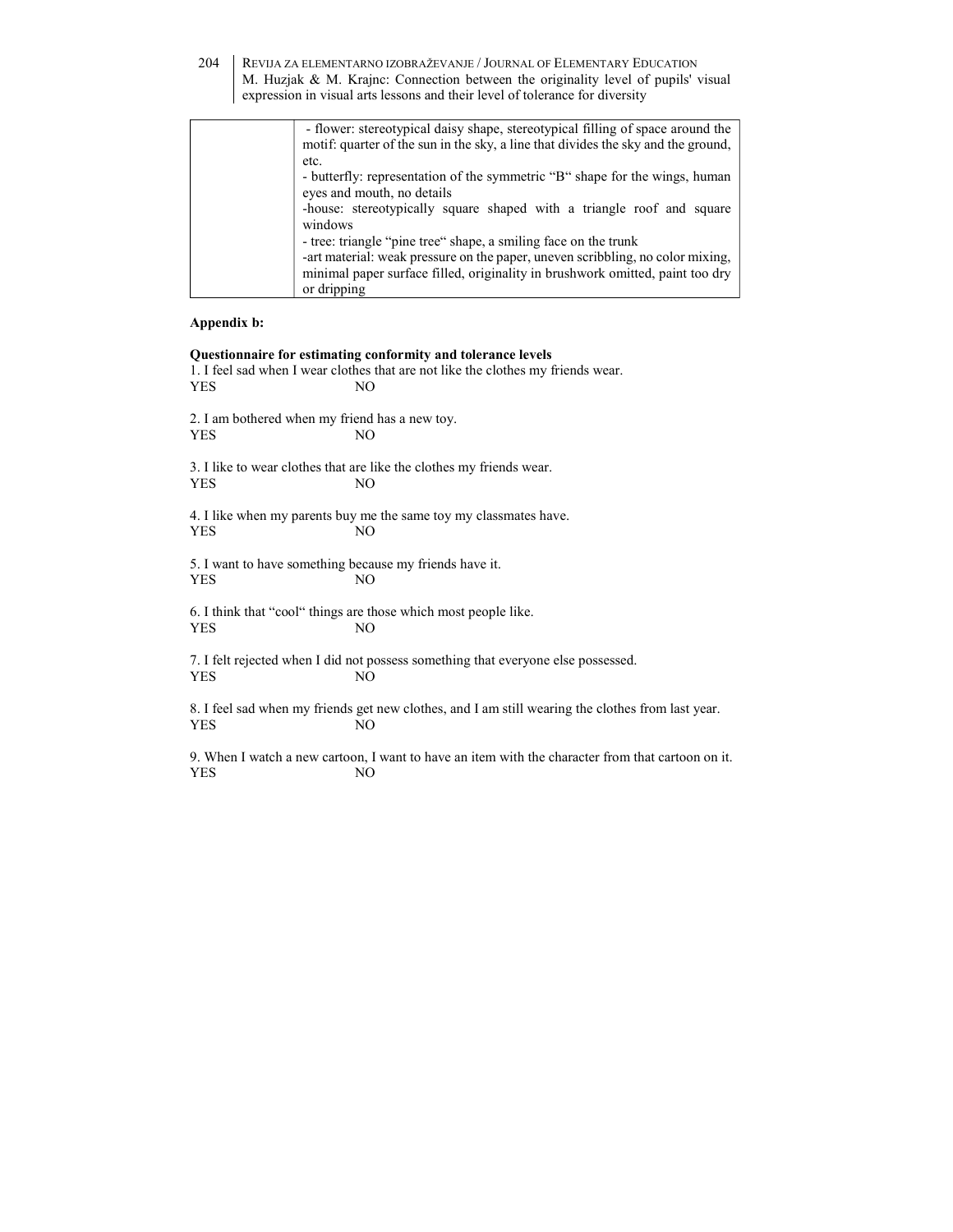| | |
|---|---|
| | - flower: stereotypical daisy shape, stereotypical filling of space around the motif: quarter of the sun in the sky, a line that divides the sky and the ground, etc.<br>- butterfly: representation of the symmetric "B" shape for the wings, human eyes and mouth, no details<br>-house: stereotypically square shaped with a triangle roof and square windows<br>- tree: triangle "pine tree" shape, a smiling face on the trunk<br>-art material: weak pressure on the paper, uneven scribbling, no color mixing, minimal paper surface filled, originality in brushwork omitted, paint too dry or dripping |

**Appendix b:**

**Questionnaire for estimating conformity and tolerance levels**

1. I feel sad when I wear clothes that are not like the clothes my friends wear.
YES NO

2. I am bothered when my friend has a new toy.
YES NO

3. I like to wear clothes that are like the clothes my friends wear.
YES NO

4. I like when my parents buy me the same toy my classmates have.
YES NO

5. I want to have something because my friends have it.
YES NO

6. I think that "cool" things are those which most people like.
YES NO

7. I felt rejected when I did not possess something that everyone else possessed.
YES NO

8. I feel sad when my friends get new clothes, and I am still wearing the clothes from last year.
YES NO

9. When I watch a new cartoon, I want to have an item with the character from that cartoon on it.
YES NO